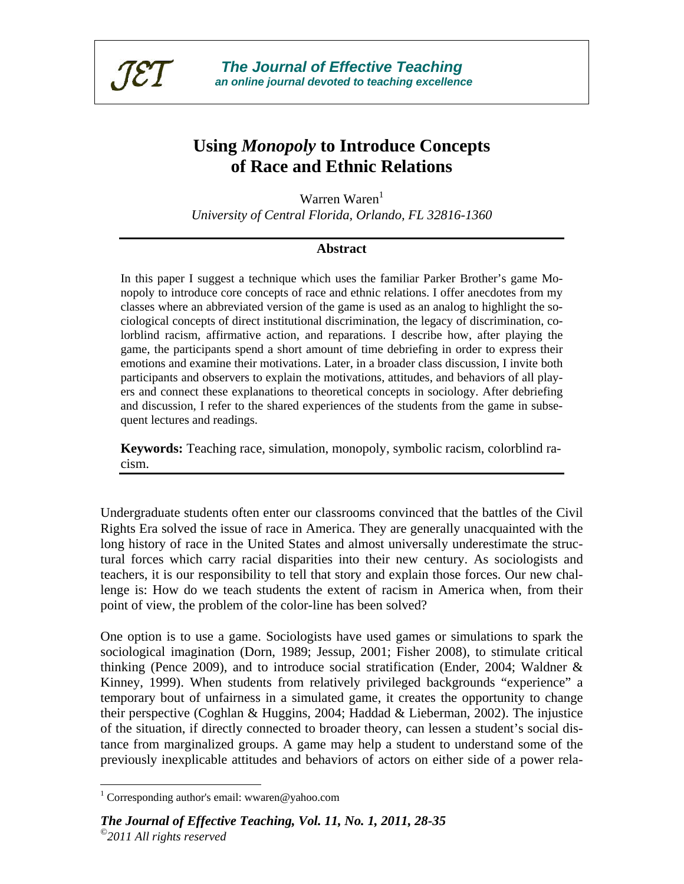# Using *Monopoly* to Introduce Concepts of Race and Ethnic Relations

Warren Waren[1]
*University of Central Florida, Orlando, FL 32816-1360*

## Abstract

In this paper I suggest a technique which uses the familiar Parker Brother's game Monopoly to introduce core concepts of race and ethnic relations. I offer anecdotes from my classes where an abbreviated version of the game is used as an analog to highlight the sociological concepts of direct institutional discrimination, the legacy of discrimination, colorblind racism, affirmative action, and reparations. I describe how, after playing the game, the participants spend a short amount of time debriefing in order to express their emotions and examine their motivations. Later, in a broader class discussion, I invite both participants and observers to explain the motivations, attitudes, and behaviors of all players and connect these explanations to theoretical concepts in sociology. After debriefing and discussion, I refer to the shared experiences of the students from the game in subsequent lectures and readings.

**Keywords:** Teaching race, simulation, monopoly, symbolic racism, colorblind racism.

Undergraduate students often enter our classrooms convinced that the battles of the Civil Rights Era solved the issue of race in America. They are generally unacquainted with the long history of race in the United States and almost universally underestimate the structural forces which carry racial disparities into their new century. As sociologists and teachers, it is our responsibility to tell that story and explain those forces. Our new challenge is: How do we teach students the extent of racism in America when, from their point of view, the problem of the color-line has been solved?

One option is to use a game. Sociologists have used games or simulations to spark the sociological imagination (Dorn, 1989; Jessup, 2001; Fisher 2008), to stimulate critical thinking (Pence 2009), and to introduce social stratification (Ender, 2004; Waldner & Kinney, 1999). When students from relatively privileged backgrounds "experience" a temporary bout of unfairness in a simulated game, it creates the opportunity to change their perspective (Coghlan & Huggins, 2004; Haddad & Lieberman, 2002). The injustice of the situation, if directly connected to broader theory, can lessen a student's social distance from marginalized groups. A game may help a student to understand some of the previously inexplicable attitudes and behaviors of actors on either side of a power rela-

[1] Corresponding author's email: wwaren@yahoo.com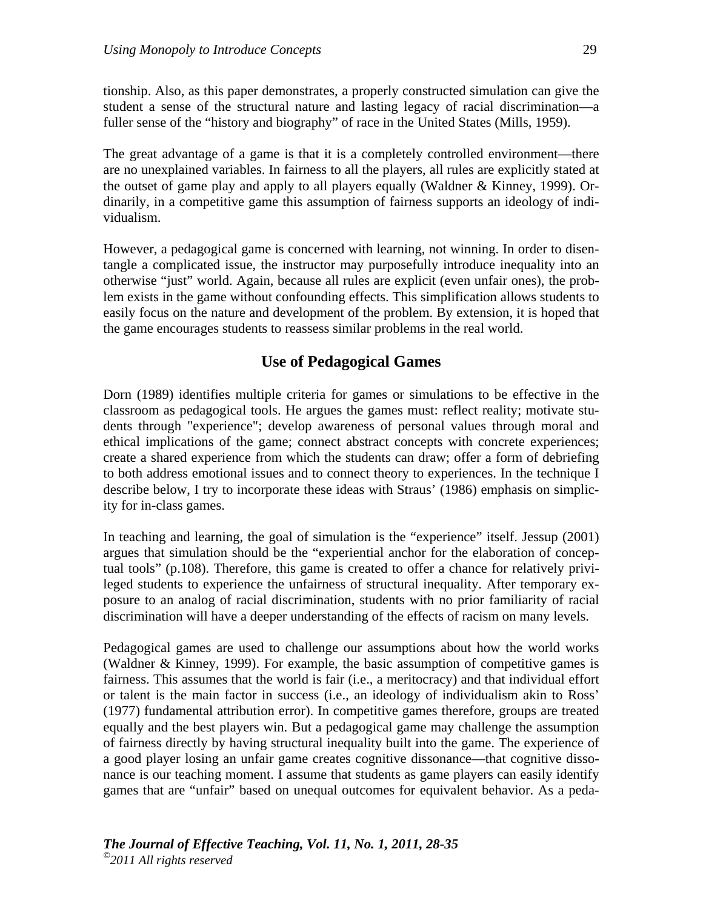tionship. Also, as this paper demonstrates, a properly constructed simulation can give the student a sense of the structural nature and lasting legacy of racial discrimination—a fuller sense of the "history and biography" of race in the United States (Mills, 1959).

The great advantage of a game is that it is a completely controlled environment—there are no unexplained variables. In fairness to all the players, all rules are explicitly stated at the outset of game play and apply to all players equally (Waldner & Kinney, 1999). Ordinarily, in a competitive game this assumption of fairness supports an ideology of individualism.

However, a pedagogical game is concerned with learning, not winning. In order to disentangle a complicated issue, the instructor may purposefully introduce inequality into an otherwise "just" world. Again, because all rules are explicit (even unfair ones), the problem exists in the game without confounding effects. This simplification allows students to easily focus on the nature and development of the problem. By extension, it is hoped that the game encourages students to reassess similar problems in the real world.

## Use of Pedagogical Games

Dorn (1989) identifies multiple criteria for games or simulations to be effective in the classroom as pedagogical tools. He argues the games must: reflect reality; motivate students through "experience"; develop awareness of personal values through moral and ethical implications of the game; connect abstract concepts with concrete experiences; create a shared experience from which the students can draw; offer a form of debriefing to both address emotional issues and to connect theory to experiences. In the technique I describe below, I try to incorporate these ideas with Straus' (1986) emphasis on simplicity for in-class games.

In teaching and learning, the goal of simulation is the "experience" itself. Jessup (2001) argues that simulation should be the "experiential anchor for the elaboration of conceptual tools" (p.108). Therefore, this game is created to offer a chance for relatively privileged students to experience the unfairness of structural inequality. After temporary exposure to an analog of racial discrimination, students with no prior familiarity of racial discrimination will have a deeper understanding of the effects of racism on many levels.

Pedagogical games are used to challenge our assumptions about how the world works (Waldner & Kinney, 1999). For example, the basic assumption of competitive games is fairness. This assumes that the world is fair (i.e., a meritocracy) and that individual effort or talent is the main factor in success (i.e., an ideology of individualism akin to Ross' (1977) fundamental attribution error). In competitive games therefore, groups are treated equally and the best players win. But a pedagogical game may challenge the assumption of fairness directly by having structural inequality built into the game. The experience of a good player losing an unfair game creates cognitive dissonance—that cognitive dissonance is our teaching moment. I assume that students as game players can easily identify games that are "unfair" based on unequal outcomes for equivalent behavior. As a peda-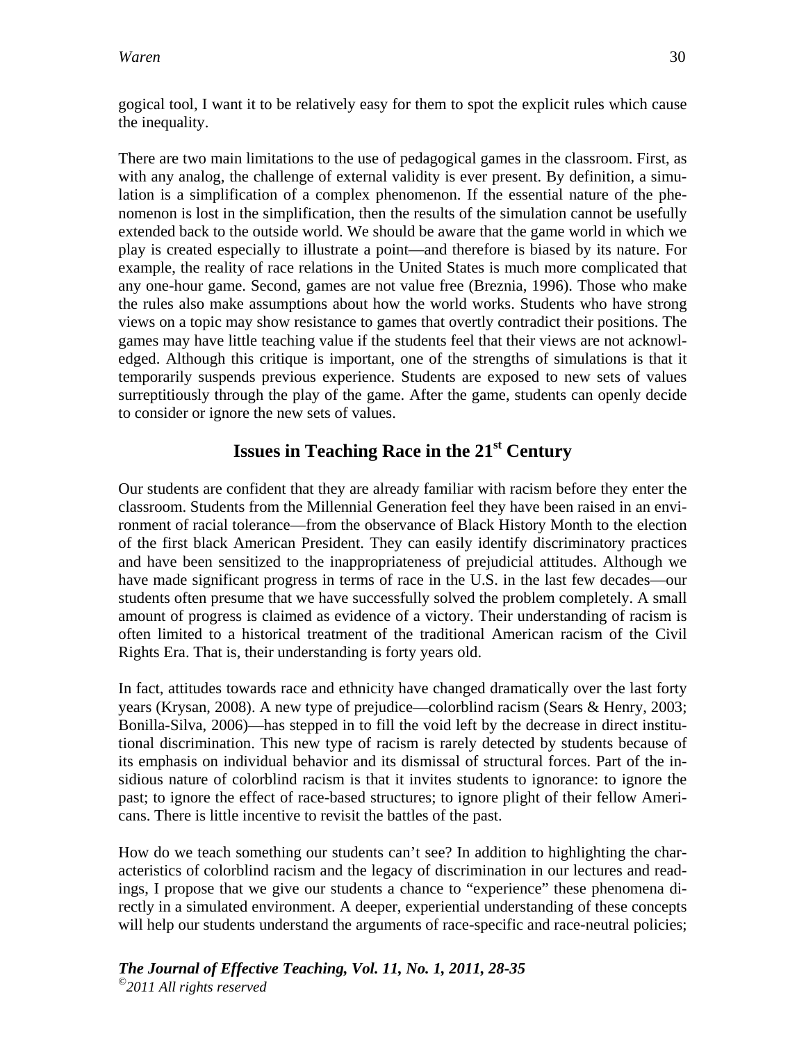gogical tool, I want it to be relatively easy for them to spot the explicit rules which cause the inequality.

There are two main limitations to the use of pedagogical games in the classroom. First, as with any analog, the challenge of external validity is ever present. By definition, a simulation is a simplification of a complex phenomenon. If the essential nature of the phenomenon is lost in the simplification, then the results of the simulation cannot be usefully extended back to the outside world. We should be aware that the game world in which we play is created especially to illustrate a point—and therefore is biased by its nature. For example, the reality of race relations in the United States is much more complicated that any one-hour game. Second, games are not value free (Breznia, 1996). Those who make the rules also make assumptions about how the world works. Students who have strong views on a topic may show resistance to games that overtly contradict their positions. The games may have little teaching value if the students feel that their views are not acknowledged. Although this critique is important, one of the strengths of simulations is that it temporarily suspends previous experience. Students are exposed to new sets of values surreptitiously through the play of the game. After the game, students can openly decide to consider or ignore the new sets of values.

## Issues in Teaching Race in the 21st Century

Our students are confident that they are already familiar with racism before they enter the classroom. Students from the Millennial Generation feel they have been raised in an environment of racial tolerance—from the observance of Black History Month to the election of the first black American President. They can easily identify discriminatory practices and have been sensitized to the inappropriateness of prejudicial attitudes. Although we have made significant progress in terms of race in the U.S. in the last few decades—our students often presume that we have successfully solved the problem completely. A small amount of progress is claimed as evidence of a victory. Their understanding of racism is often limited to a historical treatment of the traditional American racism of the Civil Rights Era. That is, their understanding is forty years old.

In fact, attitudes towards race and ethnicity have changed dramatically over the last forty years (Krysan, 2008). A new type of prejudice—colorblind racism (Sears & Henry, 2003; Bonilla-Silva, 2006)—has stepped in to fill the void left by the decrease in direct institutional discrimination. This new type of racism is rarely detected by students because of its emphasis on individual behavior and its dismissal of structural forces. Part of the insidious nature of colorblind racism is that it invites students to ignorance: to ignore the past; to ignore the effect of race-based structures; to ignore plight of their fellow Americans. There is little incentive to revisit the battles of the past.

How do we teach something our students can't see? In addition to highlighting the characteristics of colorblind racism and the legacy of discrimination in our lectures and readings, I propose that we give our students a chance to "experience" these phenomena directly in a simulated environment. A deeper, experiential understanding of these concepts will help our students understand the arguments of race-specific and race-neutral policies;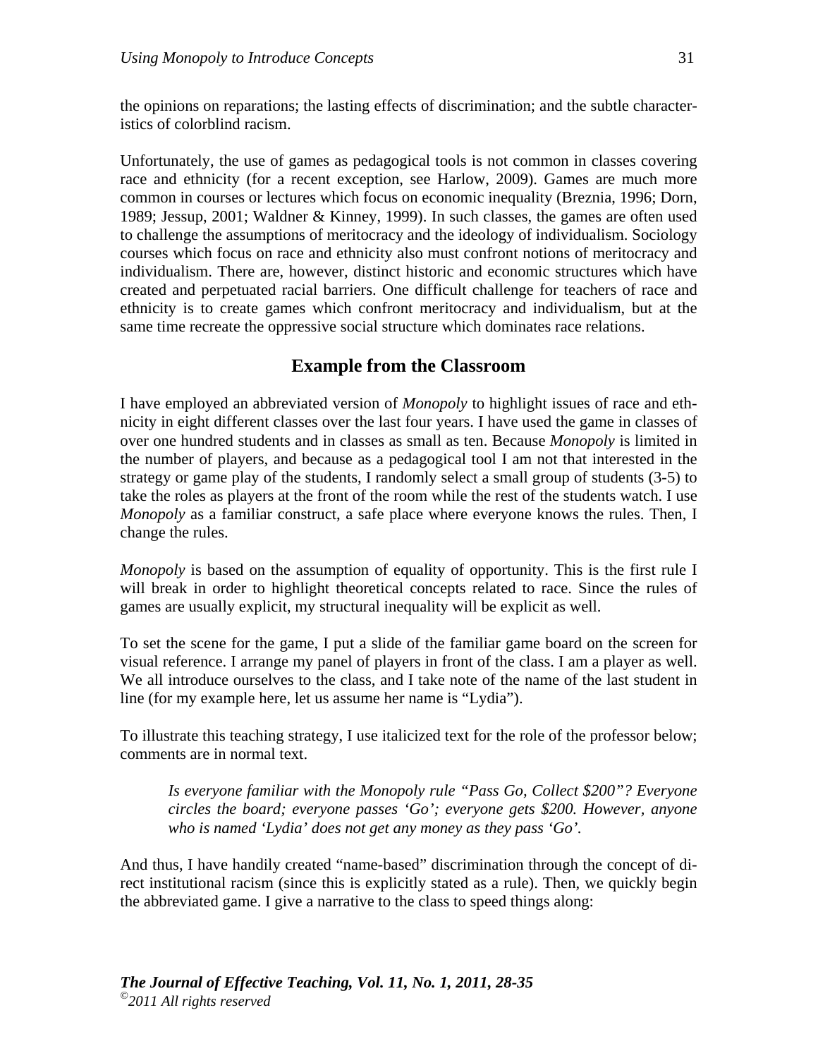the opinions on reparations; the lasting effects of discrimination; and the subtle characteristics of colorblind racism.

Unfortunately, the use of games as pedagogical tools is not common in classes covering race and ethnicity (for a recent exception, see Harlow, 2009). Games are much more common in courses or lectures which focus on economic inequality (Breznia, 1996; Dorn, 1989; Jessup, 2001; Waldner & Kinney, 1999). In such classes, the games are often used to challenge the assumptions of meritocracy and the ideology of individualism. Sociology courses which focus on race and ethnicity also must confront notions of meritocracy and individualism. There are, however, distinct historic and economic structures which have created and perpetuated racial barriers. One difficult challenge for teachers of race and ethnicity is to create games which confront meritocracy and individualism, but at the same time recreate the oppressive social structure which dominates race relations.

## Example from the Classroom

I have employed an abbreviated version of *Monopoly* to highlight issues of race and ethnicity in eight different classes over the last four years. I have used the game in classes of over one hundred students and in classes as small as ten. Because *Monopoly* is limited in the number of players, and because as a pedagogical tool I am not that interested in the strategy or game play of the students, I randomly select a small group of students (3-5) to take the roles as players at the front of the room while the rest of the students watch. I use *Monopoly* as a familiar construct, a safe place where everyone knows the rules. Then, I change the rules.

*Monopoly* is based on the assumption of equality of opportunity. This is the first rule I will break in order to highlight theoretical concepts related to race. Since the rules of games are usually explicit, my structural inequality will be explicit as well.

To set the scene for the game, I put a slide of the familiar game board on the screen for visual reference. I arrange my panel of players in front of the class. I am a player as well. We all introduce ourselves to the class, and I take note of the name of the last student in line (for my example here, let us assume her name is "Lydia").

To illustrate this teaching strategy, I use italicized text for the role of the professor below; comments are in normal text.

> *Is everyone familiar with the Monopoly rule "Pass Go, Collect $200"? Everyone circles the board; everyone passes 'Go'; everyone gets $200. However, anyone who is named 'Lydia' does not get any money as they pass 'Go'.*

And thus, I have handily created "name-based" discrimination through the concept of direct institutional racism (since this is explicitly stated as a rule). Then, we quickly begin the abbreviated game. I give a narrative to the class to speed things along: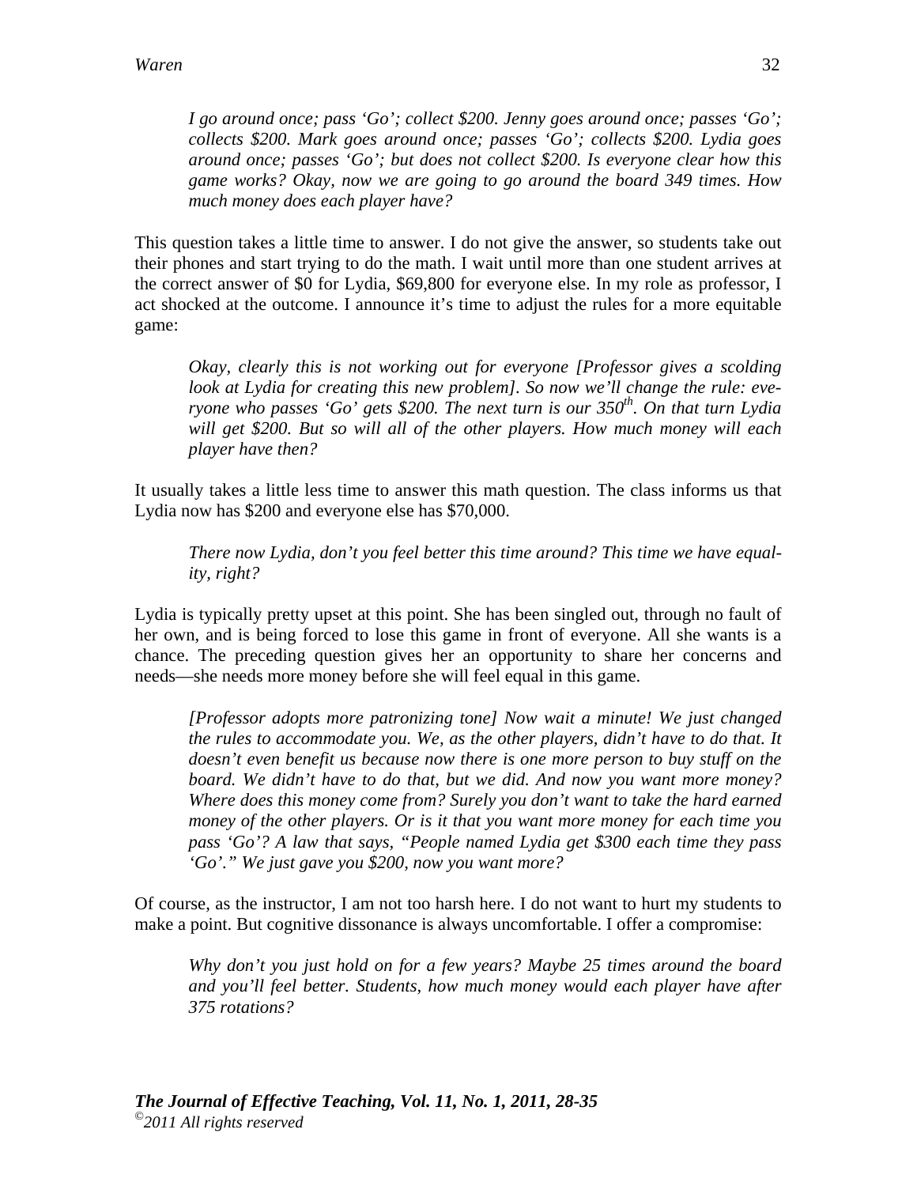*I go around once; pass 'Go'; collect $200. Jenny goes around once; passes 'Go'; collects $200. Mark goes around once; passes 'Go'; collects $200. Lydia goes around once; passes 'Go'; but does not collect $200. Is everyone clear how this game works? Okay, now we are going to go around the board 349 times. How much money does each player have?*

This question takes a little time to answer. I do not give the answer, so students take out their phones and start trying to do the math. I wait until more than one student arrives at the correct answer of $0 for Lydia, $69,800 for everyone else. In my role as professor, I act shocked at the outcome. I announce it's time to adjust the rules for a more equitable game:

*Okay, clearly this is not working out for everyone [Professor gives a scolding look at Lydia for creating this new problem]. So now we'll change the rule: everyone who passes 'Go' gets $200. The next turn is our 350th. On that turn Lydia will get $200. But so will all of the other players. How much money will each player have then?*

It usually takes a little less time to answer this math question. The class informs us that Lydia now has $200 and everyone else has $70,000.

*There now Lydia, don't you feel better this time around? This time we have equality, right?*

Lydia is typically pretty upset at this point. She has been singled out, through no fault of her own, and is being forced to lose this game in front of everyone. All she wants is a chance. The preceding question gives her an opportunity to share her concerns and needs—she needs more money before she will feel equal in this game.

*[Professor adopts more patronizing tone] Now wait a minute! We just changed the rules to accommodate you. We, as the other players, didn't have to do that. It doesn't even benefit us because now there is one more person to buy stuff on the board. We didn't have to do that, but we did. And now you want more money? Where does this money come from? Surely you don't want to take the hard earned money of the other players. Or is it that you want more money for each time you pass 'Go'? A law that says, "People named Lydia get $300 each time they pass 'Go'." We just gave you $200, now you want more?*

Of course, as the instructor, I am not too harsh here. I do not want to hurt my students to make a point. But cognitive dissonance is always uncomfortable. I offer a compromise:

*Why don't you just hold on for a few years? Maybe 25 times around the board and you'll feel better. Students, how much money would each player have after 375 rotations?*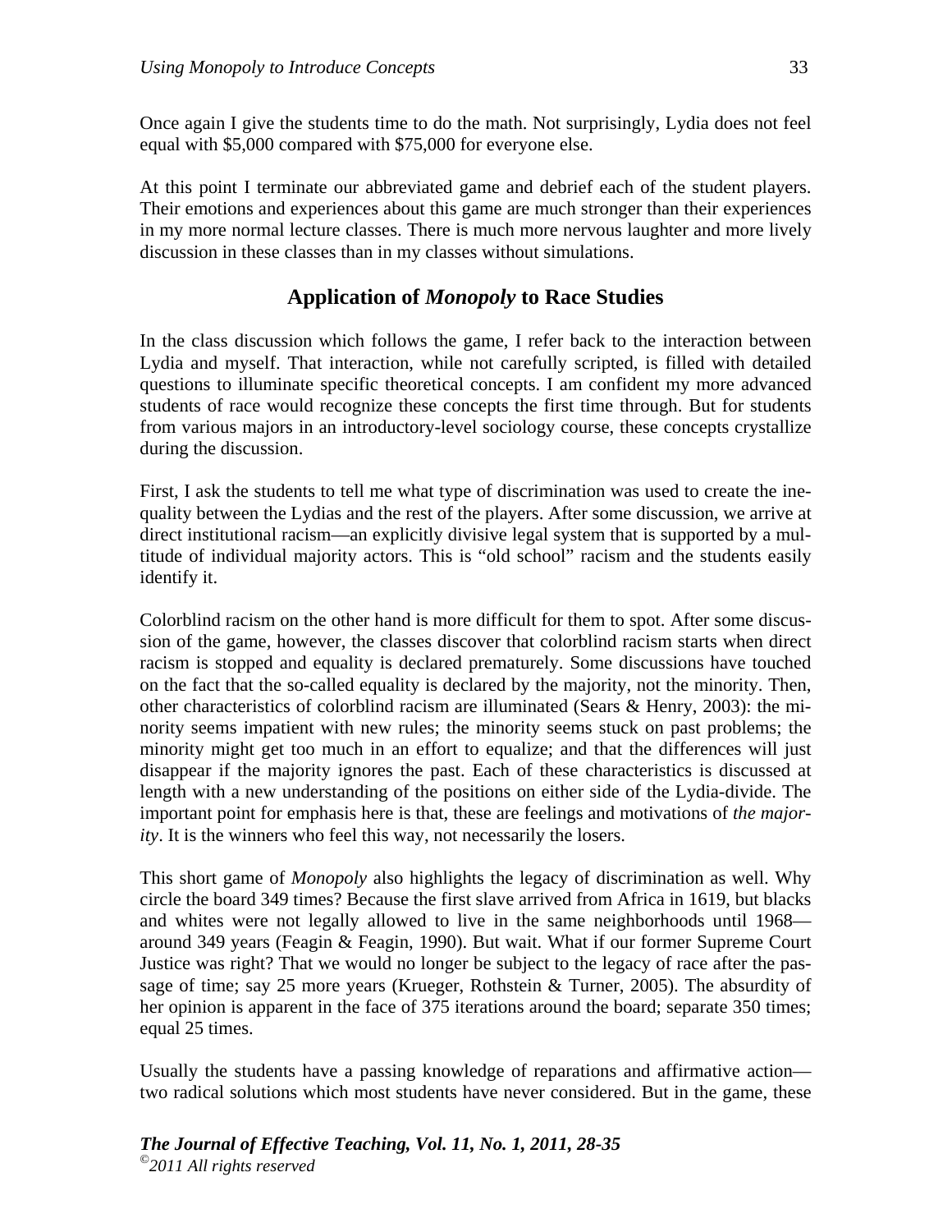Once again I give the students time to do the math. Not surprisingly, Lydia does not feel equal with $5,000 compared with $75,000 for everyone else.

At this point I terminate our abbreviated game and debrief each of the student players. Their emotions and experiences about this game are much stronger than their experiences in my more normal lecture classes. There is much more nervous laughter and more lively discussion in these classes than in my classes without simulations.

## Application of *Monopoly* to Race Studies

In the class discussion which follows the game, I refer back to the interaction between Lydia and myself. That interaction, while not carefully scripted, is filled with detailed questions to illuminate specific theoretical concepts. I am confident my more advanced students of race would recognize these concepts the first time through. But for students from various majors in an introductory-level sociology course, these concepts crystallize during the discussion.

First, I ask the students to tell me what type of discrimination was used to create the inequality between the Lydias and the rest of the players. After some discussion, we arrive at direct institutional racism—an explicitly divisive legal system that is supported by a multitude of individual majority actors. This is "old school" racism and the students easily identify it.

Colorblind racism on the other hand is more difficult for them to spot. After some discussion of the game, however, the classes discover that colorblind racism starts when direct racism is stopped and equality is declared prematurely. Some discussions have touched on the fact that the so-called equality is declared by the majority, not the minority. Then, other characteristics of colorblind racism are illuminated (Sears & Henry, 2003): the minority seems impatient with new rules; the minority seems stuck on past problems; the minority might get too much in an effort to equalize; and that the differences will just disappear if the majority ignores the past. Each of these characteristics is discussed at length with a new understanding of the positions on either side of the Lydia-divide. The important point for emphasis here is that, these are feelings and motivations of *the majority*. It is the winners who feel this way, not necessarily the losers.

This short game of *Monopoly* also highlights the legacy of discrimination as well. Why circle the board 349 times? Because the first slave arrived from Africa in 1619, but blacks and whites were not legally allowed to live in the same neighborhoods until 1968—around 349 years (Feagin & Feagin, 1990). But wait. What if our former Supreme Court Justice was right? That we would no longer be subject to the legacy of race after the passage of time; say 25 more years (Krueger, Rothstein & Turner, 2005). The absurdity of her opinion is apparent in the face of 375 iterations around the board; separate 350 times; equal 25 times.

Usually the students have a passing knowledge of reparations and affirmative action—two radical solutions which most students have never considered. But in the game, these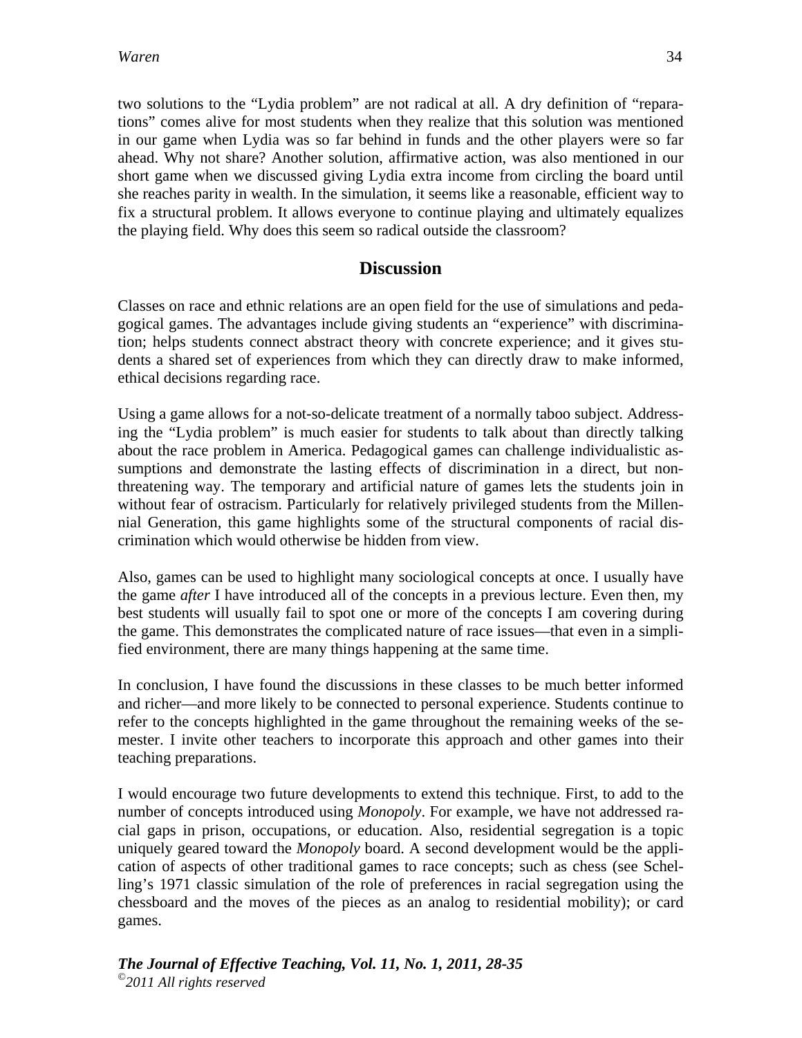two solutions to the "Lydia problem" are not radical at all. A dry definition of "reparations" comes alive for most students when they realize that this solution was mentioned in our game when Lydia was so far behind in funds and the other players were so far ahead. Why not share? Another solution, affirmative action, was also mentioned in our short game when we discussed giving Lydia extra income from circling the board until she reaches parity in wealth. In the simulation, it seems like a reasonable, efficient way to fix a structural problem. It allows everyone to continue playing and ultimately equalizes the playing field. Why does this seem so radical outside the classroom?

## Discussion

Classes on race and ethnic relations are an open field for the use of simulations and pedagogical games. The advantages include giving students an "experience" with discrimination; helps students connect abstract theory with concrete experience; and it gives students a shared set of experiences from which they can directly draw to make informed, ethical decisions regarding race.

Using a game allows for a not-so-delicate treatment of a normally taboo subject. Addressing the "Lydia problem" is much easier for students to talk about than directly talking about the race problem in America. Pedagogical games can challenge individualistic assumptions and demonstrate the lasting effects of discrimination in a direct, but non-threatening way. The temporary and artificial nature of games lets the students join in without fear of ostracism. Particularly for relatively privileged students from the Millennial Generation, this game highlights some of the structural components of racial discrimination which would otherwise be hidden from view.

Also, games can be used to highlight many sociological concepts at once. I usually have the game *after* I have introduced all of the concepts in a previous lecture. Even then, my best students will usually fail to spot one or more of the concepts I am covering during the game. This demonstrates the complicated nature of race issues—that even in a simplified environment, there are many things happening at the same time.

In conclusion, I have found the discussions in these classes to be much better informed and richer—and more likely to be connected to personal experience. Students continue to refer to the concepts highlighted in the game throughout the remaining weeks of the semester. I invite other teachers to incorporate this approach and other games into their teaching preparations.

I would encourage two future developments to extend this technique. First, to add to the number of concepts introduced using *Monopoly*. For example, we have not addressed racial gaps in prison, occupations, or education. Also, residential segregation is a topic uniquely geared toward the *Monopoly* board. A second development would be the application of aspects of other traditional games to race concepts; such as chess (see Schelling's 1971 classic simulation of the role of preferences in racial segregation using the chessboard and the moves of the pieces as an analog to residential mobility); or card games.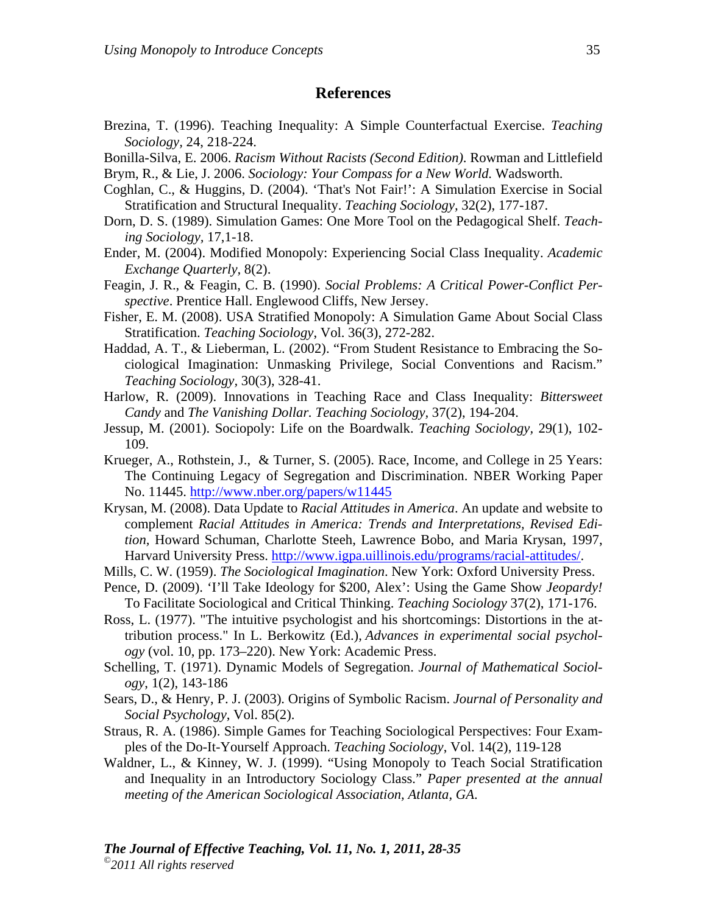## References

Brezina, T. (1996). Teaching Inequality: A Simple Counterfactual Exercise. *Teaching Sociology*, 24, 218-224.

Bonilla-Silva, E. 2006. *Racism Without Racists (Second Edition)*. Rowman and Littlefield

Brym, R., & Lie, J. 2006. *Sociology: Your Compass for a New World.* Wadsworth.

Coghlan, C., & Huggins, D. (2004). 'That's Not Fair!': A Simulation Exercise in Social Stratification and Structural Inequality. *Teaching Sociology,* 32(2), 177-187.

Dorn, D. S. (1989). Simulation Games: One More Tool on the Pedagogical Shelf. *Teaching Sociology*, 17,1-18.

Ender, M. (2004). Modified Monopoly: Experiencing Social Class Inequality. *Academic Exchange Quarterly*, 8(2).

Feagin, J. R., & Feagin, C. B. (1990). *Social Problems: A Critical Power-Conflict Perspective*. Prentice Hall. Englewood Cliffs, New Jersey.

Fisher, E. M. (2008). USA Stratified Monopoly: A Simulation Game About Social Class Stratification. *Teaching Sociology*, Vol. 36(3), 272-282.

Haddad, A. T., & Lieberman, L. (2002). "From Student Resistance to Embracing the Sociological Imagination: Unmasking Privilege, Social Conventions and Racism." *Teaching Sociology*, 30(3), 328-41.

Harlow, R. (2009). Innovations in Teaching Race and Class Inequality: *Bittersweet Candy* and *The Vanishing Dollar*. *Teaching Sociology*, 37(2), 194-204.

Jessup, M. (2001). Sociopoly: Life on the Boardwalk. *Teaching Sociology*, 29(1), 102-109.

Krueger, A., Rothstein, J., & Turner, S. (2005). Race, Income, and College in 25 Years: The Continuing Legacy of Segregation and Discrimination. NBER Working Paper No. 11445. http://www.nber.org/papers/w11445

Krysan, M. (2008). Data Update to *Racial Attitudes in America*. An update and website to complement *Racial Attitudes in America: Trends and Interpretations*, *Revised Edition*, Howard Schuman, Charlotte Steeh, Lawrence Bobo, and Maria Krysan, 1997, Harvard University Press. http://www.igpa.uillinois.edu/programs/racial-attitudes/.

Mills, C. W. (1959). *The Sociological Imagination*. New York: Oxford University Press.

Pence, D. (2009). 'I'll Take Ideology for $200, Alex': Using the Game Show *Jeopardy!* To Facilitate Sociological and Critical Thinking. *Teaching Sociology* 37(2), 171-176.

Ross, L. (1977). "The intuitive psychologist and his shortcomings: Distortions in the attribution process." In L. Berkowitz (Ed.), *Advances in experimental social psychology* (vol. 10, pp. 173–220). New York: Academic Press.

Schelling, T. (1971). Dynamic Models of Segregation. *Journal of Mathematical Sociology*, 1(2), 143-186

Sears, D., & Henry, P. J. (2003). Origins of Symbolic Racism. *Journal of Personality and Social Psychology*, Vol. 85(2).

Straus, R. A. (1986). Simple Games for Teaching Sociological Perspectives: Four Examples of the Do-It-Yourself Approach. *Teaching Sociology*, Vol. 14(2), 119-128

Waldner, L., & Kinney, W. J. (1999). "Using Monopoly to Teach Social Stratification and Inequality in an Introductory Sociology Class." *Paper presented at the annual meeting of the American Sociological Association, Atlanta, GA.*